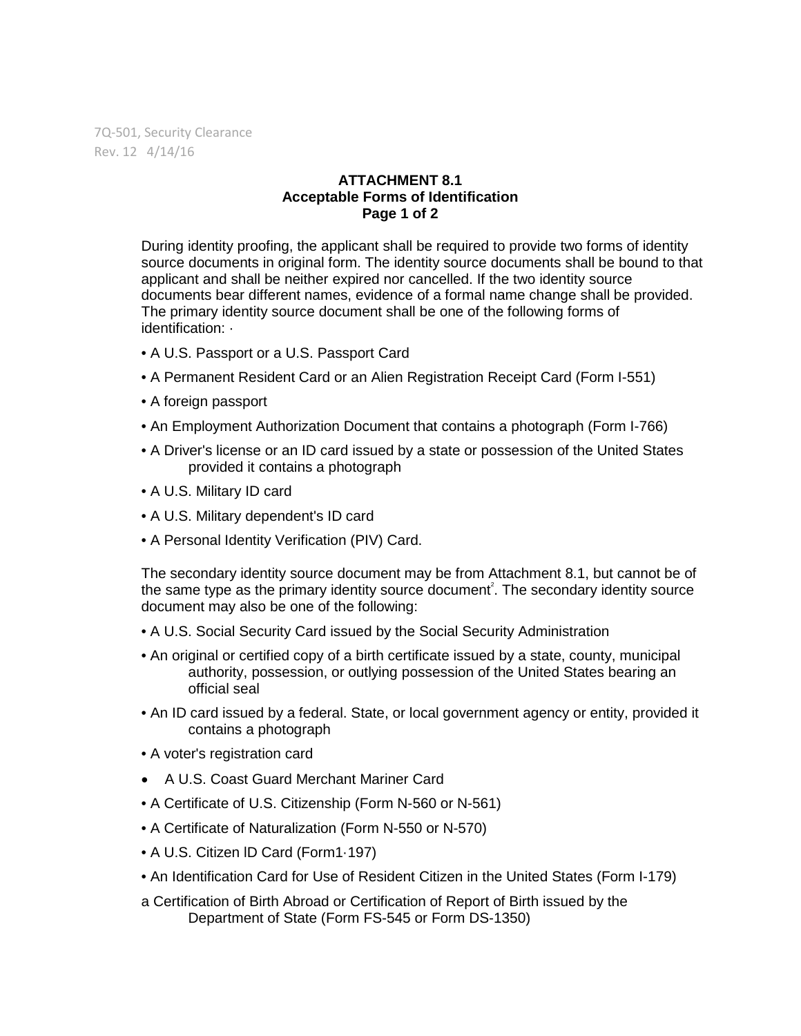**ATTACHMENT 8.1**
**Acceptable Forms of Identification**

During identity proofing, the applicant shall be required to provide two forms of identity source documents in original form. The identity source documents shall be bound to that applicant and shall be neither expired nor cancelled. If the two identity source documents bear different names, evidence of a formal name change shall be provided. The primary identity source document shall be one of the following forms of identification: ·

- A U.S. Passport or a U.S. Passport Card
- A Permanent Resident Card or an Alien Registration Receipt Card (Form I-551)
- A foreign passport
- An Employment Authorization Document that contains a photograph (Form I-766)
- A Driver's license or an ID card issued by a state or possession of the United States provided it contains a photograph
- A U.S. Military ID card
- A U.S. Military dependent's ID card
- A Personal Identity Verification (PIV) Card.

The secondary identity source document may be from Attachment 8.1, but cannot be of the same type as the primary identity source document[2]. The secondary identity source document may also be one of the following:

- A U.S. Social Security Card issued by the Social Security Administration
- An original or certified copy of a birth certificate issued by a state, county, municipal authority, possession, or outlying possession of the United States bearing an official seal
- An ID card issued by a federal. State, or local government agency or entity, provided it contains a photograph
- A voter's registration card
- A U.S. Coast Guard Merchant Mariner Card
- A Certificate of U.S. Citizenship (Form N-560 or N-561)
- A Certificate of Naturalization (Form N-550 or N-570)
- A U.S. Citizen lD Card (Form1·197)
- An Identification Card for Use of Resident Citizen in the United States (Form I-179)

a Certification of Birth Abroad or Certification of Report of Birth issued by the Department of State (Form FS-545 or Form DS-1350)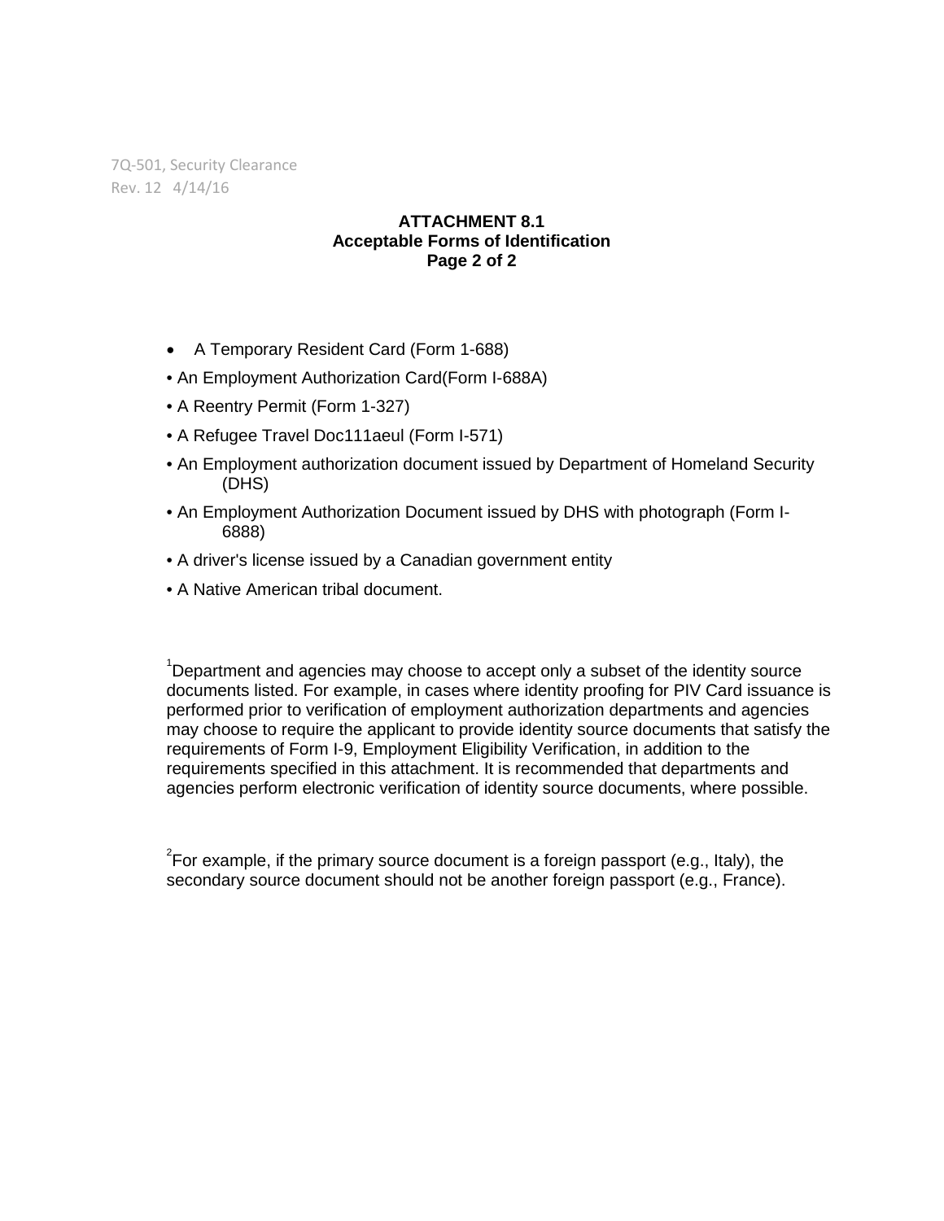## ATTACHMENT 8.1
## Acceptable Forms of Identification

- A Temporary Resident Card (Form 1-688)
- An Employment Authorization Card(Form I-688A)
- A Reentry Permit (Form 1-327)
- A Refugee Travel Doc111aeul (Form I-571)
- An Employment authorization document issued by Department of Homeland Security (DHS)
- An Employment Authorization Document issued by DHS with photograph (Form I-6888)
- A driver's license issued by a Canadian government entity
- A Native American tribal document.

[1]Department and agencies may choose to accept only a subset of the identity source documents listed. For example, in cases where identity proofing for PIV Card issuance is performed prior to verification of employment authorization departments and agencies may choose to require the applicant to provide identity source documents that satisfy the requirements of Form I-9, Employment Eligibility Verification, in addition to the requirements specified in this attachment. It is recommended that departments and agencies perform electronic verification of identity source documents, where possible.

[2]For example, if the primary source document is a foreign passport (e.g., Italy), the secondary source document should not be another foreign passport (e.g., France).